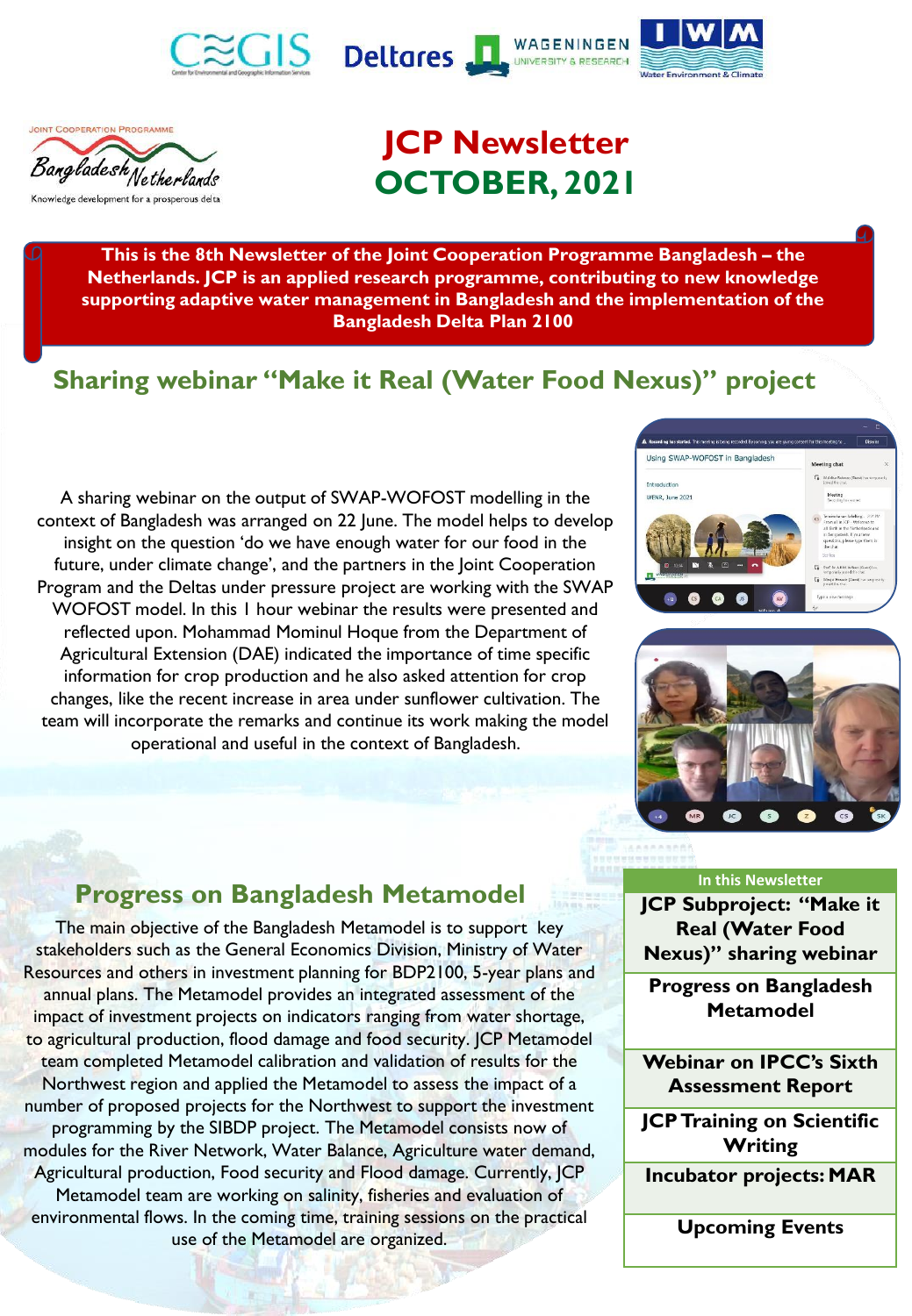# JCP Newsletter OCTOBER, 2021

**This is the 8th Newsletter of the Joint Cooperation Programme Bangladesh – the Netherlands. JCP is an applied research programme, contributing to new knowledge supporting adaptive water management in Bangladesh and the implementation of the Bangladesh Delta Plan 2100**

## Sharing webinar "Make it Real (Water Food Nexus)" project

A sharing webinar on the output of SWAP-WOFOST modelling in the context of Bangladesh was arranged on 22 June. The model helps to develop insight on the question 'do we have enough water for our food in the future, under climate change', and the partners in the Joint Cooperation Program and the Deltas under pressure project are working with the SWAP WOFOST model. In this 1 hour webinar the results were presented and reflected upon. Mohammad Mominul Hoque from the Department of Agricultural Extension (DAE) indicated the importance of time specific information for crop production and he also asked attention for crop changes, like the recent increase in area under sunflower cultivation. The team will incorporate the remarks and continue its work making the model operational and useful in the context of Bangladesh.

## Progress on Bangladesh Metamodel

The main objective of the Bangladesh Metamodel is to support key stakeholders such as the General Economics Division, Ministry of Water Resources and others in investment planning for BDP2100, 5-year plans and annual plans. The Metamodel provides an integrated assessment of the impact of investment projects on indicators ranging from water shortage, to agricultural production, flood damage and food security. JCP Metamodel team completed Metamodel calibration and validation of results for the Northwest region and applied the Metamodel to assess the impact of a number of proposed projects for the Northwest to support the investment programming by the SIBDP project. The Metamodel consists now of modules for the River Network, Water Balance, Agriculture water demand, Agricultural production, Food security and Flood damage. Currently, JCP Metamodel team are working on salinity, fisheries and evaluation of environmental flows. In the coming time, training sessions on the practical use of the Metamodel are organized.

**In this Newsletter**

- **JCP Subproject: "Make it Real (Water Food Nexus)" sharing webinar**
- **Progress on Bangladesh Metamodel**
- **Webinar on IPCC's Sixth Assessment Report**
- **JCP Training on Scientific Writing**
- **Incubator projects: MAR**
- **Upcoming Events**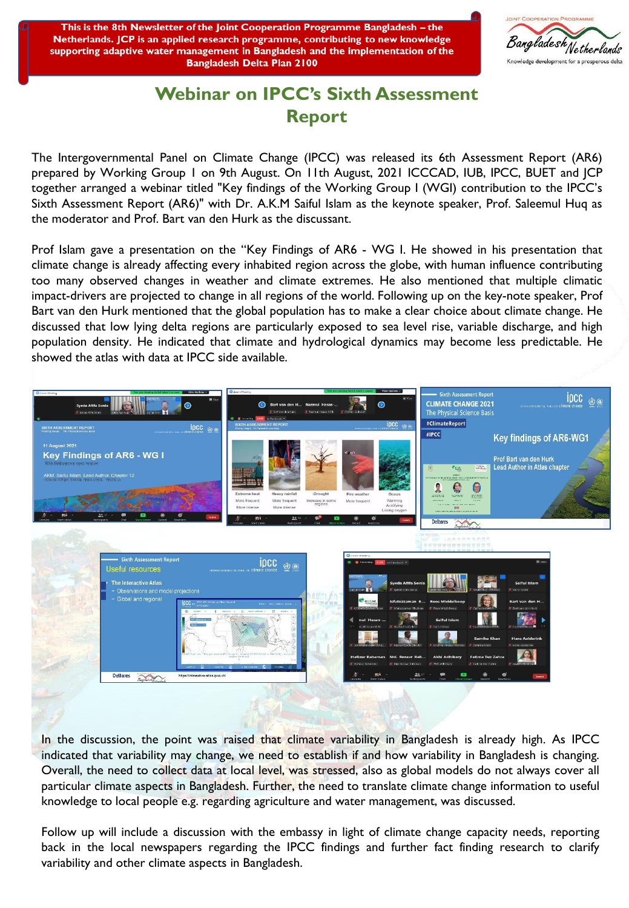This is the 8th Newsletter of the Joint Cooperation Programme Bangladesh – the Netherlands. JCP is an applied research programme, contributing to new knowledge supporting adaptive water management in Bangladesh and the implementation of the Bangladesh Delta Plan 2100

# Webinar on IPCC's Sixth Assessment Report

The Intergovernmental Panel on Climate Change (IPCC) was released its 6th Assessment Report (AR6) prepared by Working Group I on 9th August. On 11th August, 2021 ICCCAD, IUB, IPCC, BUET and JCP together arranged a webinar titled "Key findings of the Working Group I (WGI) contribution to the IPCC's Sixth Assessment Report (AR6)" with Dr. A.K.M Saiful Islam as the keynote speaker, Prof. Saleemul Huq as the moderator and Prof. Bart van den Hurk as the discussant.

Prof Islam gave a presentation on the "Key Findings of AR6 - WG I. He showed in his presentation that climate change is already affecting every inhabited region across the globe, with human influence contributing too many observed changes in weather and climate extremes. He also mentioned that multiple climatic impact-drivers are projected to change in all regions of the world. Following up on the key-note speaker, Prof Bart van den Hurk mentioned that the global population has to make a clear choice about climate change. He discussed that low lying delta regions are particularly exposed to sea level rise, variable discharge, and high population density. He indicated that climate and hydrological dynamics may become less predictable. He showed the atlas with data at IPCC side available.

In the discussion, the point was raised that climate variability in Bangladesh is already high. As IPCC indicated that variability may change, we need to establish if and how variability in Bangladesh is changing. Overall, the need to collect data at local level, was stressed, also as global models do not always cover all particular climate aspects in Bangladesh. Further, the need to translate climate change information to useful knowledge to local people e.g. regarding agriculture and water management, was discussed.

Follow up will include a discussion with the embassy in light of climate change capacity needs, reporting back in the local newspapers regarding the IPCC findings and further fact finding research to clarify variability and other climate aspects in Bangladesh.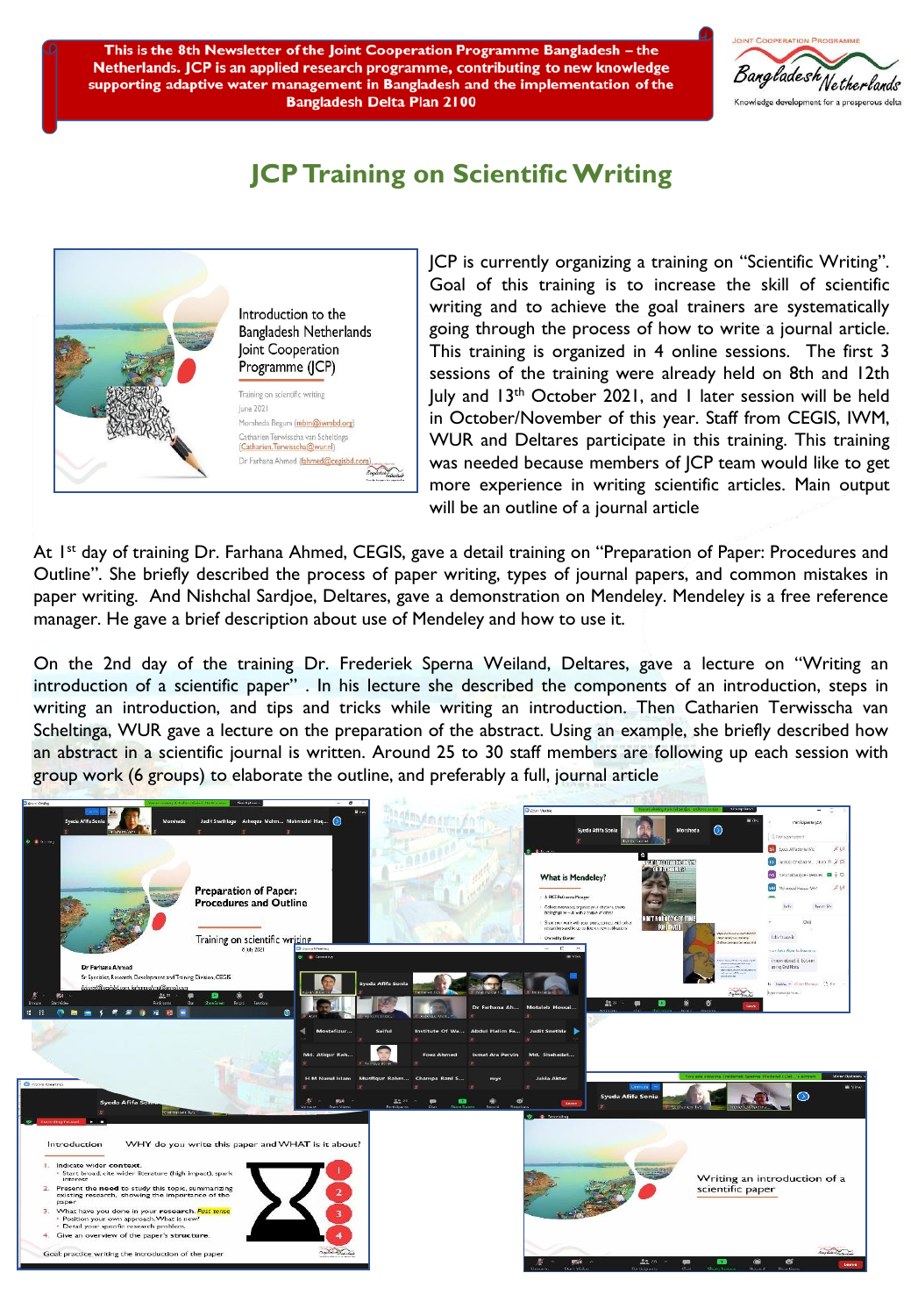This is the 8th Newsletter of the Joint Cooperation Programme Bangladesh – the Netherlands. JCP is an applied research programme, contributing to new knowledge supporting adaptive water management in Bangladesh and the implementation of the Bangladesh Delta Plan 2100

# JCP Training on Scientific Writing

JCP is currently organizing a training on "Scientific Writing". Goal of this training is to increase the skill of scientific writing and to achieve the goal trainers are systematically going through the process of how to write a journal article. This training is organized in 4 online sessions. The first 3 sessions of the training were already held on 8th and 12th July and 13th October 2021, and 1 later session will be held in October/November of this year. Staff from CEGIS, IWM, WUR and Deltares participate in this training. This training was needed because members of JCP team would like to get more experience in writing scientific articles. Main output will be an outline of a journal article

At 1st day of training Dr. Farhana Ahmed, CEGIS, gave a detail training on "Preparation of Paper: Procedures and Outline". She briefly described the process of paper writing, types of journal papers, and common mistakes in paper writing. And Nishchal Sardjoe, Deltares, gave a demonstration on Mendeley. Mendeley is a free reference manager. He gave a brief description about use of Mendeley and how to use it.

On the 2nd day of the training Dr. Frederiek Sperna Weiland, Deltares, gave a lecture on "Writing an introduction of a scientific paper" . In his lecture she described the components of an introduction, steps in writing an introduction, and tips and tricks while writing an introduction. Then Catharien Terwisscha van Scheltinga, WUR gave a lecture on the preparation of the abstract. Using an example, she briefly described how an abstract in a scientific journal is written. Around 25 to 30 staff members are following up each session with group work (6 groups) to elaborate the outline, and preferably a full, journal article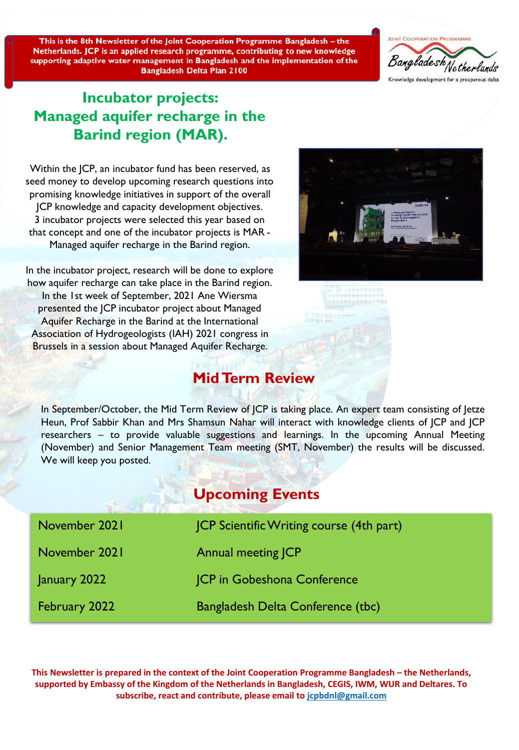This is the 8th Newsletter of the Joint Cooperation Programme Bangladesh – the Netherlands. JCP is an applied research programme, contributing to new knowledge supporting adaptive water management in Bangladesh and the implementation of the Bangladesh Delta Plan 2100

JOINT COOPERATION PROGRAMME Bangladesh Netherlands Knowledge development for a prosperous delta

# Incubator projects: Managed aquifer recharge in the Barind region (MAR).

Within the JCP, an incubator fund has been reserved, as seed money to develop upcoming research questions into promising knowledge initiatives in support of the overall JCP knowledge and capacity development objectives. 3 incubator projects were selected this year based on that concept and one of the incubator projects is MAR - Managed aquifer recharge in the Barind region.

In the incubator project, research will be done to explore how aquifer recharge can take place in the Barind region. In the 1st week of September, 2021 Ane Wiersma presented the JCP incubator project about Managed Aquifer Recharge in the Barind at the International Association of Hydrogeologists (IAH) 2021 congress in Brussels in a session about Managed Aquifer Recharge.

## Mid Term Review

In September/October, the Mid Term Review of JCP is taking place. An expert team consisting of Jetze Heun, Prof Sabbir Khan and Mrs Shamsun Nahar will interact with knowledge clients of JCP and JCP researchers – to provide valuable suggestions and learnings. In the upcoming Annual Meeting (November) and Senior Management Team meeting (SMT, November) the results will be discussed. We will keep you posted.

## Upcoming Events

| | |
|---|---|
| November 2021 | JCP Scientific Writing course (4th part) |
| November 2021 | Annual meeting JCP |
| January 2022 | JCP in Gobeshona Conference |
| February 2022 | Bangladesh Delta Conference (tbc) |

**This Newsletter is prepared in the context of the Joint Cooperation Programme Bangladesh – the Netherlands, supported by Embassy of the Kingdom of the Netherlands in Bangladesh, CEGIS, IWM, WUR and Deltares. To subscribe, react and contribute, please email to jcpbdnl@gmail.com**